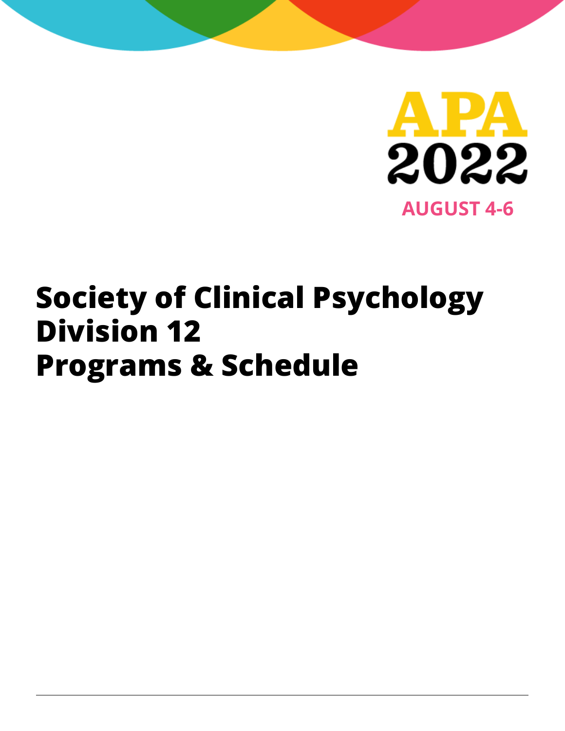APA 2022

AUGUST 4-6

# Society of Clinical Psychology Division 12 Programs & Schedule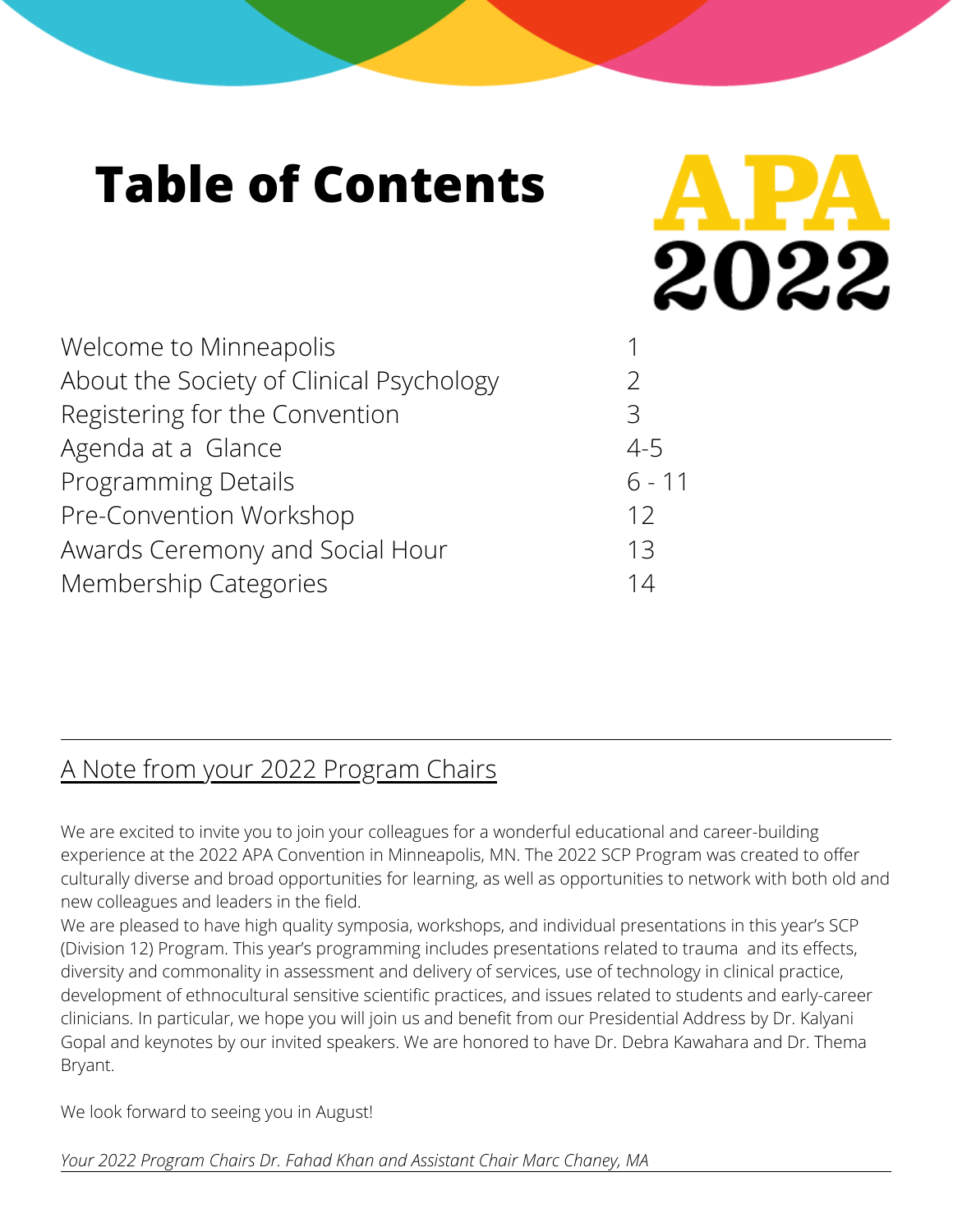# Table of Contents

APA 2022

| | |
|---|---|
| Welcome to Minneapolis | 1 |
| About the Society of Clinical Psychology | 2 |
| Registering for the Convention | 3 |
| Agenda at a Glance | 4-5 |
| Programming Details | 6 - 11 |
| Pre-Convention Workshop | 12 |
| Awards Ceremony and Social Hour | 13 |
| Membership Categories | 14 |

## A Note from your 2022 Program Chairs

We are excited to invite you to join your colleagues for a wonderful educational and career-building experience at the 2022 APA Convention in Minneapolis, MN. The 2022 SCP Program was created to offer culturally diverse and broad opportunities for learning, as well as opportunities to network with both old and new colleagues and leaders in the field.

We are pleased to have high quality symposia, workshops, and individual presentations in this year's SCP (Division 12) Program. This year's programming includes presentations related to trauma and its effects, diversity and commonality in assessment and delivery of services, use of technology in clinical practice, development of ethnocultural sensitive scientific practices, and issues related to students and early-career clinicians. In particular, we hope you will join us and benefit from our Presidential Address by Dr. Kalyani Gopal and keynotes by our invited speakers. We are honored to have Dr. Debra Kawahara and Dr. Thema Bryant.

We look forward to seeing you in August!

*Your 2022 Program Chairs Dr. Fahad Khan and Assistant Chair Marc Chaney, MA*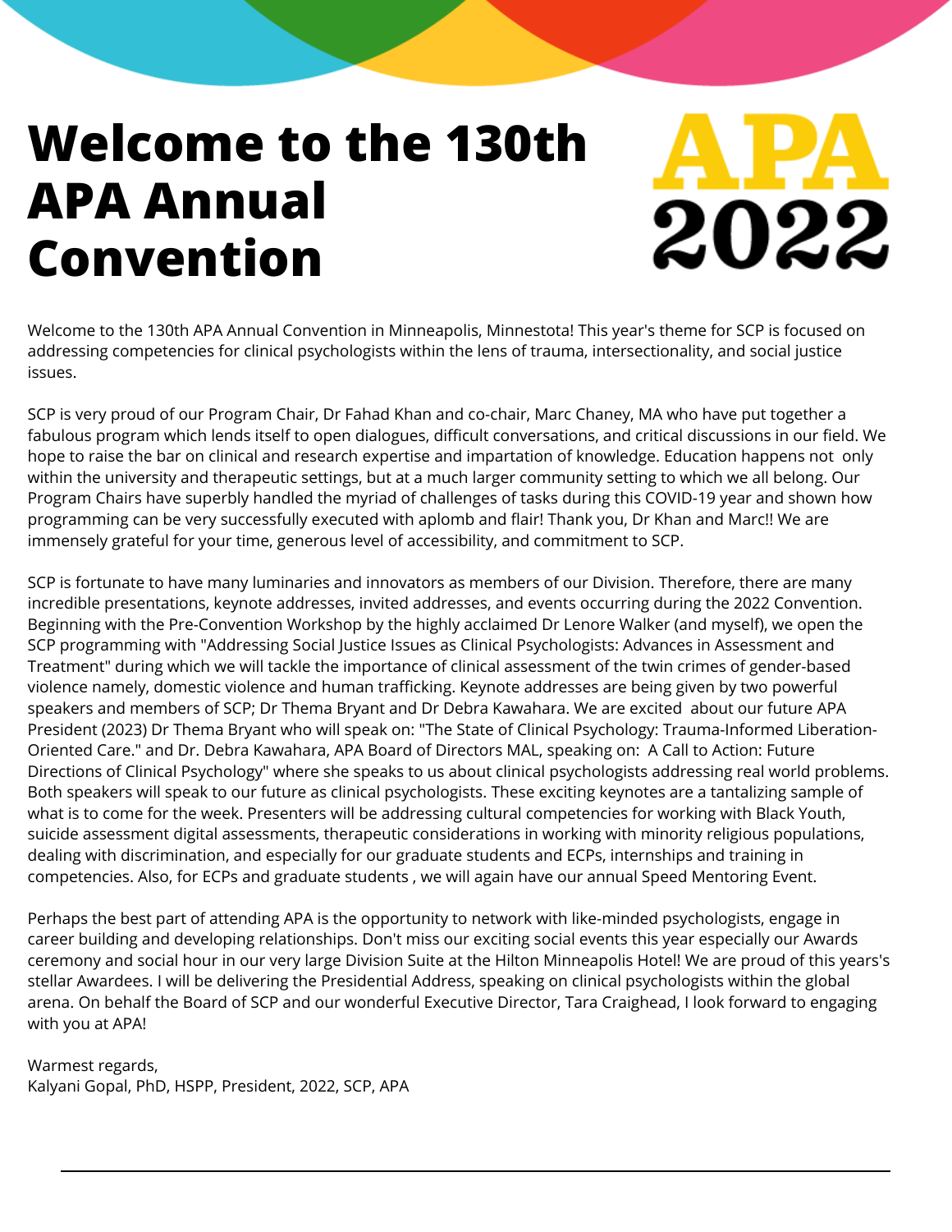# Welcome to the 130th APA Annual Convention

APA 2022

Welcome to the 130th APA Annual Convention in Minneapolis, Minnestota! This year's theme for SCP is focused on addressing competencies for clinical psychologists within the lens of trauma, intersectionality, and social justice issues.

SCP is very proud of our Program Chair, Dr Fahad Khan and co-chair, Marc Chaney, MA who have put together a fabulous program which lends itself to open dialogues, difficult conversations, and critical discussions in our field. We hope to raise the bar on clinical and research expertise and impartation of knowledge. Education happens not only within the university and therapeutic settings, but at a much larger community setting to which we all belong. Our Program Chairs have superbly handled the myriad of challenges of tasks during this COVID-19 year and shown how programming can be very successfully executed with aplomb and flair! Thank you, Dr Khan and Marc!! We are immensely grateful for your time, generous level of accessibility, and commitment to SCP.

SCP is fortunate to have many luminaries and innovators as members of our Division. Therefore, there are many incredible presentations, keynote addresses, invited addresses, and events occurring during the 2022 Convention. Beginning with the Pre-Convention Workshop by the highly acclaimed Dr Lenore Walker (and myself), we open the SCP programming with "Addressing Social Justice Issues as Clinical Psychologists: Advances in Assessment and Treatment" during which we will tackle the importance of clinical assessment of the twin crimes of gender-based violence namely, domestic violence and human trafficking. Keynote addresses are being given by two powerful speakers and members of SCP; Dr Thema Bryant and Dr Debra Kawahara. We are excited about our future APA President (2023) Dr Thema Bryant who will speak on: "The State of Clinical Psychology: Trauma-Informed Liberation-Oriented Care." and Dr. Debra Kawahara, APA Board of Directors MAL, speaking on: A Call to Action: Future Directions of Clinical Psychology" where she speaks to us about clinical psychologists addressing real world problems. Both speakers will speak to our future as clinical psychologists. These exciting keynotes are a tantalizing sample of what is to come for the week. Presenters will be addressing cultural competencies for working with Black Youth, suicide assessment digital assessments, therapeutic considerations in working with minority religious populations, dealing with discrimination, and especially for our graduate students and ECPs, internships and training in competencies. Also, for ECPs and graduate students , we will again have our annual Speed Mentoring Event.

Perhaps the best part of attending APA is the opportunity to network with like-minded psychologists, engage in career building and developing relationships. Don't miss our exciting social events this year especially our Awards ceremony and social hour in our very large Division Suite at the Hilton Minneapolis Hotel! We are proud of this years's stellar Awardees. I will be delivering the Presidential Address, speaking on clinical psychologists within the global arena. On behalf the Board of SCP and our wonderful Executive Director, Tara Craighead, I look forward to engaging with you at APA!

Warmest regards,  
Kalyani Gopal, PhD, HSPP, President, 2022, SCP, APA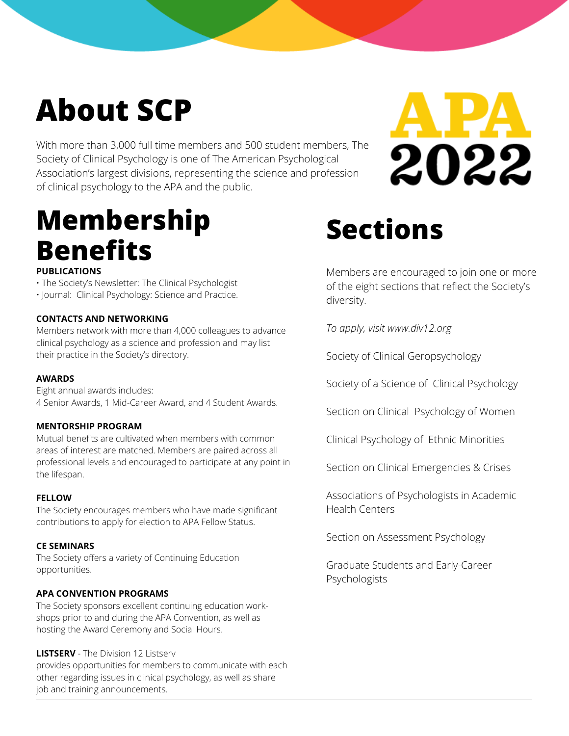# About SCP

APA 2022

With more than 3,000 full time members and 500 student members, The Society of Clinical Psychology is one of The American Psychological Association's largest divisions, representing the science and profession of clinical psychology to the APA and the public.

# Membership Benefits

**PUBLICATIONS**

- The Society's Newsletter: The Clinical Psychologist
- Journal: Clinical Psychology: Science and Practice.

**CONTACTS AND NETWORKING**

Members network with more than 4,000 colleagues to advance clinical psychology as a science and profession and may list their practice in the Society's directory.

**AWARDS**

Eight annual awards includes:
4 Senior Awards, 1 Mid-Career Award, and 4 Student Awards.

**MENTORSHIP PROGRAM**

Mutual benefits are cultivated when members with common areas of interest are matched. Members are paired across all professional levels and encouraged to participate at any point in the lifespan.

**FELLOW**

The Society encourages members who have made significant contributions to apply for election to APA Fellow Status.

**CE SEMINARS**

The Society offers a variety of Continuing Education opportunities.

**APA CONVENTION PROGRAMS**

The Society sponsors excellent continuing education work-shops prior to and during the APA Convention, as well as hosting the Award Ceremony and Social Hours.

**LISTSERV** - The Division 12 Listserv provides opportunities for members to communicate with each other regarding issues in clinical psychology, as well as share job and training announcements.

# Sections

Members are encouraged to join one or more of the eight sections that reflect the Society's diversity.

*To apply, visit www.div12.org*

Society of Clinical Geropsychology

Society of a Science of Clinical Psychology

Section on Clinical Psychology of Women

Clinical Psychology of Ethnic Minorities

Section on Clinical Emergencies & Crises

Associations of Psychologists in Academic Health Centers

Section on Assessment Psychology

Graduate Students and Early-Career Psychologists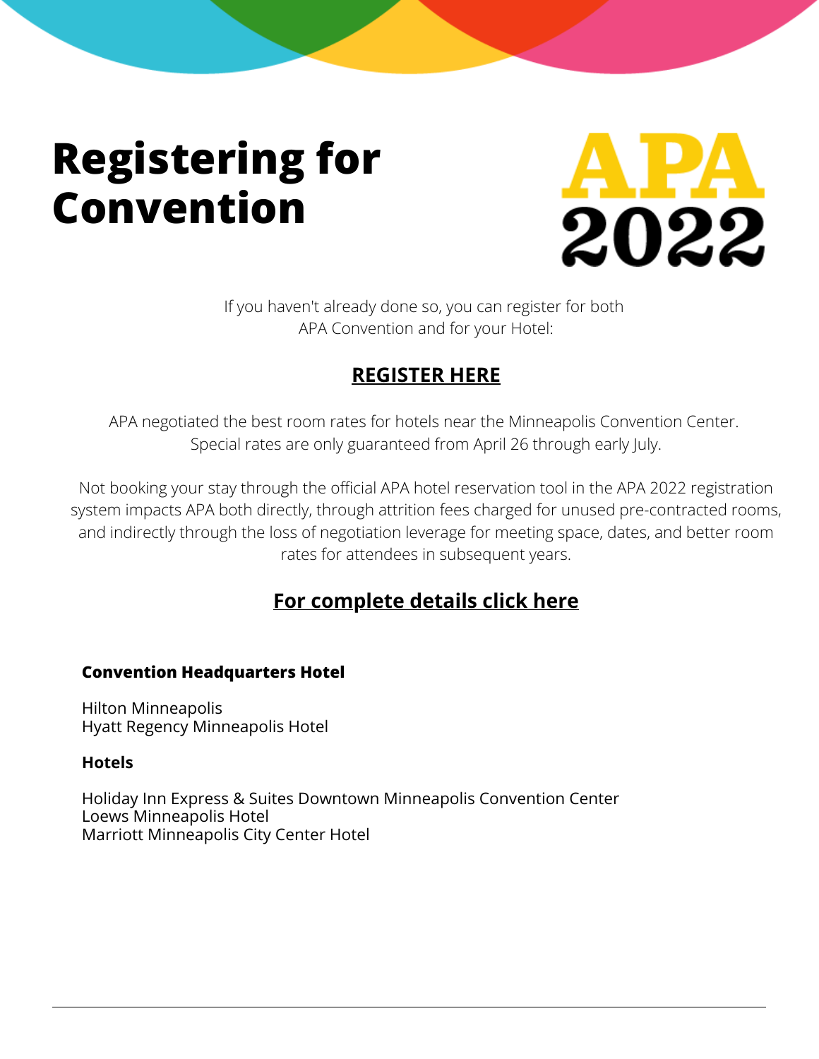# Registering for Convention

APA 2022

If you haven't already done so, you can register for both APA Convention and for your Hotel:

## REGISTER HERE

APA negotiated the best room rates for hotels near the Minneapolis Convention Center. Special rates are only guaranteed from April 26 through early July.

Not booking your stay through the official APA hotel reservation tool in the APA 2022 registration system impacts APA both directly, through attrition fees charged for unused pre-contracted rooms, and indirectly through the loss of negotiation leverage for meeting space, dates, and better room rates for attendees in subsequent years.

## For complete details click here

**Convention Headquarters Hotel**

Hilton Minneapolis
Hyatt Regency Minneapolis Hotel

**Hotels**

Holiday Inn Express & Suites Downtown Minneapolis Convention Center
Loews Minneapolis Hotel
Marriott Minneapolis City Center Hotel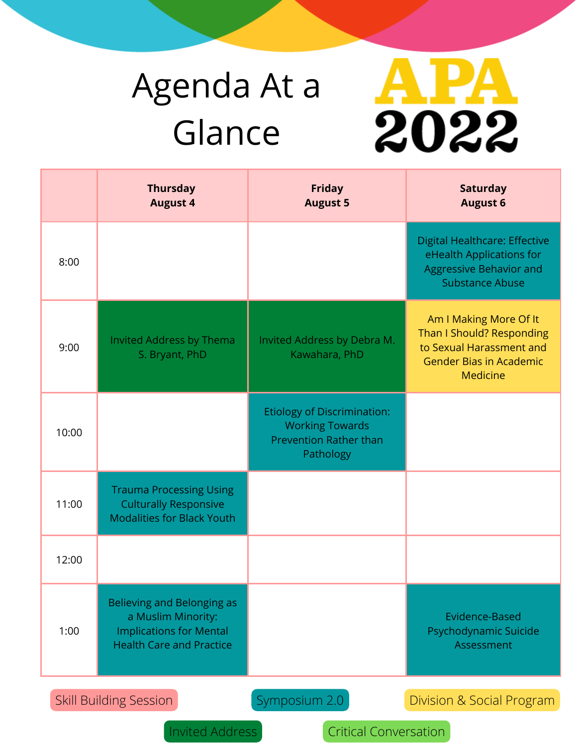# Agenda At a Glance

# APA 2022

| | Thursday August 4 | Friday August 5 | Saturday August 6 |
|---|---|---|---|
| 8:00 | | | Digital Healthcare: Effective eHealth Applications for Aggressive Behavior and Substance Abuse |
| 9:00 | Invited Address by Thema S. Bryant, PhD | Invited Address by Debra M. Kawahara, PhD | Am I Making More Of It Than I Should? Responding to Sexual Harassment and Gender Bias in Academic Medicine |
| 10:00 | | Etiology of Discrimination: Working Towards Prevention Rather than Pathology | |
| 11:00 | Trauma Processing Using Culturally Responsive Modalities for Black Youth | | |
| 12:00 | | | |
| 1:00 | Believing and Belonging as a Muslim Minority: Implications for Mental Health Care and Practice | | Evidence-Based Psychodynamic Suicide Assessment |

Skill Building Session | Symposium 2.0 | Division & Social Program | Invited Address | Critical Conversation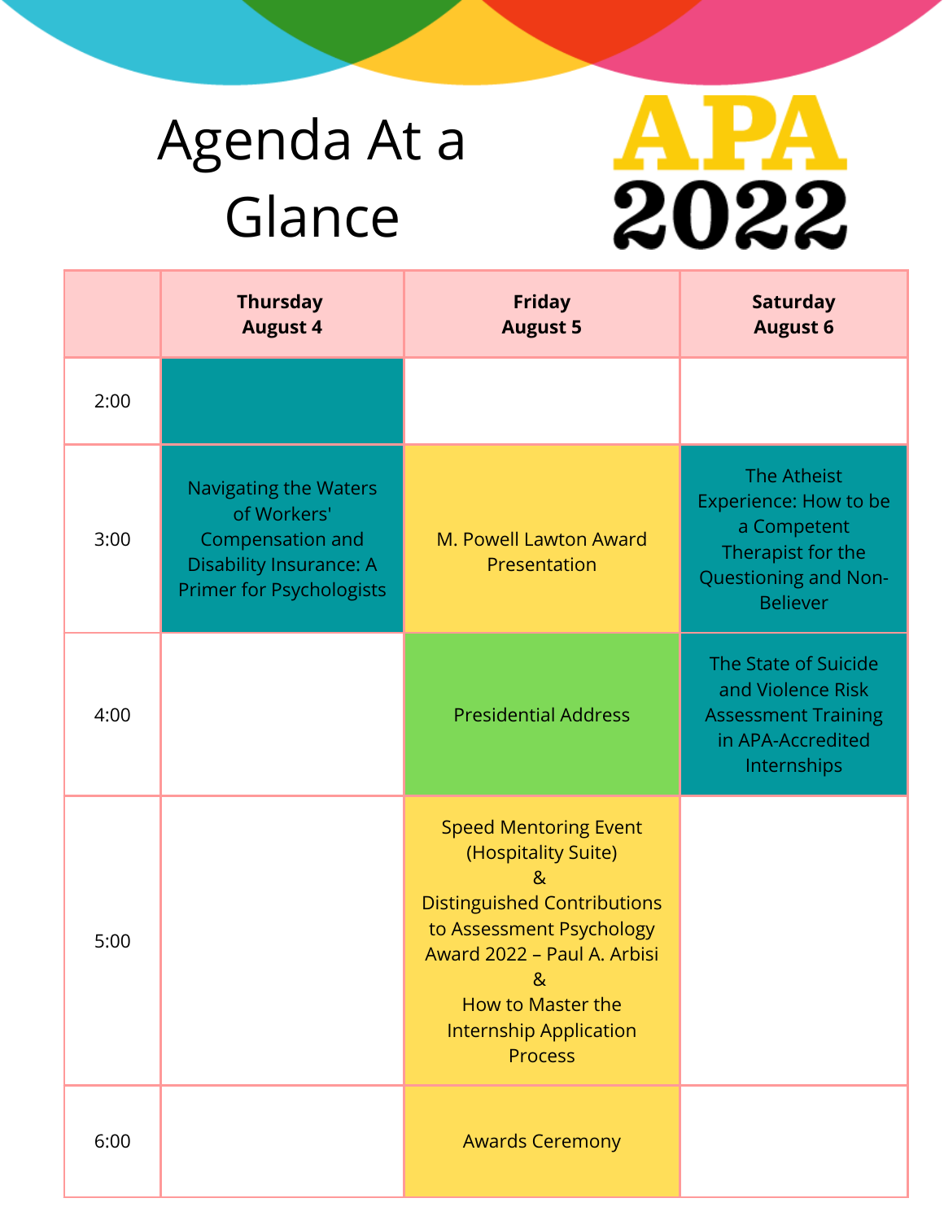# Agenda At a Glance

# APA 2022

| | Thursday August 4 | Friday August 5 | Saturday August 6 |
|---|---|---|---|
| 2:00 | | | |
| 3:00 | Navigating the Waters of Workers' Compensation and Disability Insurance: A Primer for Psychologists | M. Powell Lawton Award Presentation | The Atheist Experience: How to be a Competent Therapist for the Questioning and Non-Believer |
| 4:00 | | Presidential Address | The State of Suicide and Violence Risk Assessment Training in APA-Accredited Internships |
| 5:00 | | Speed Mentoring Event (Hospitality Suite) & Distinguished Contributions to Assessment Psychology Award 2022 – Paul A. Arbisi & How to Master the Internship Application Process | |
| 6:00 | | Awards Ceremony | |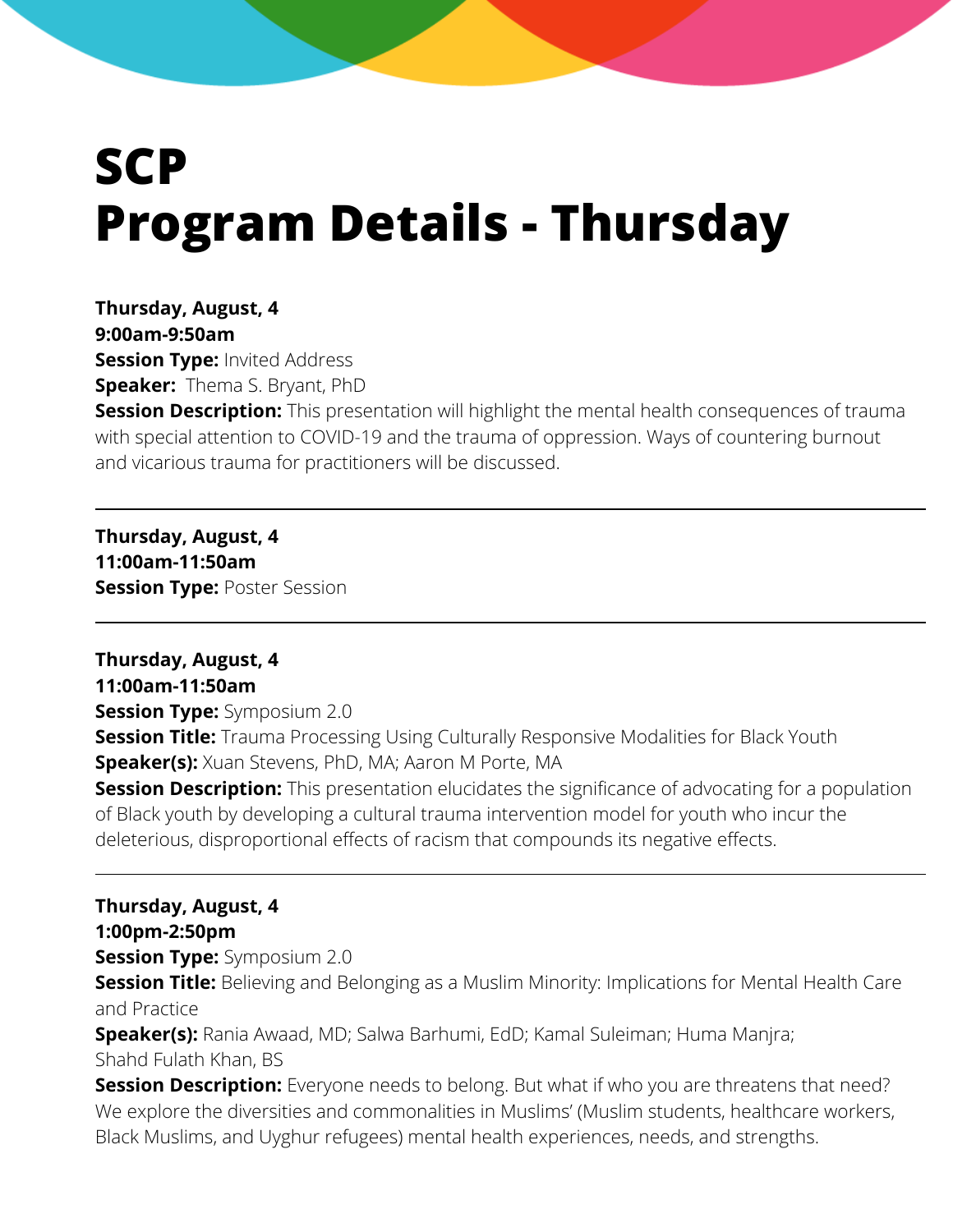# SCP
# Program Details - Thursday

**Thursday, August, 4**
**9:00am-9:50am**
**Session Type:** Invited Address
**Speaker:** Thema S. Bryant, PhD
**Session Description:** This presentation will highlight the mental health consequences of trauma with special attention to COVID-19 and the trauma of oppression. Ways of countering burnout and vicarious trauma for practitioners will be discussed.

---

**Thursday, August, 4**
**11:00am-11:50am**
**Session Type:** Poster Session

---

**Thursday, August, 4**
**11:00am-11:50am**
**Session Type:** Symposium 2.0
**Session Title:** Trauma Processing Using Culturally Responsive Modalities for Black Youth
**Speaker(s):** Xuan Stevens, PhD, MA; Aaron M Porte, MA
**Session Description:** This presentation elucidates the significance of advocating for a population of Black youth by developing a cultural trauma intervention model for youth who incur the deleterious, disproportional effects of racism that compounds its negative effects.

---

**Thursday, August, 4**
**1:00pm-2:50pm**
**Session Type:** Symposium 2.0
**Session Title:** Believing and Belonging as a Muslim Minority: Implications for Mental Health Care and Practice
**Speaker(s):** Rania Awaad, MD; Salwa Barhumi, EdD; Kamal Suleiman; Huma Manjra; Shahd Fulath Khan, BS
**Session Description:** Everyone needs to belong. But what if who you are threatens that need? We explore the diversities and commonalities in Muslims' (Muslim students, healthcare workers, Black Muslims, and Uyghur refugees) mental health experiences, needs, and strengths.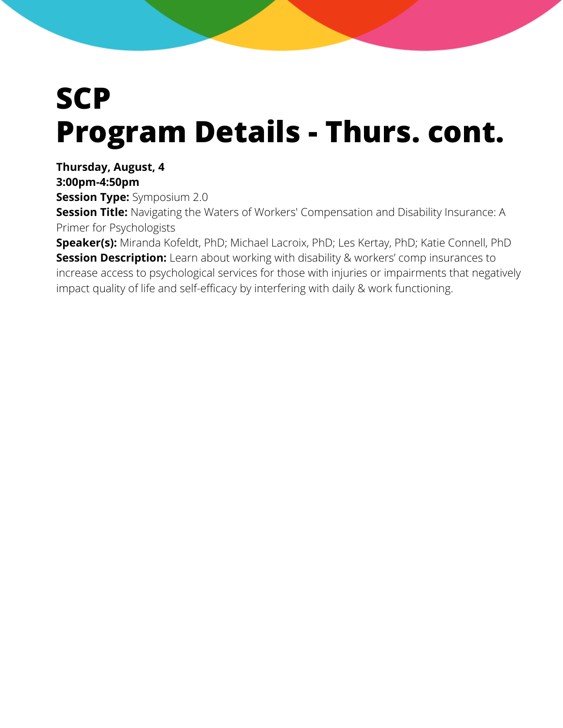# SCP
# Program Details - Thurs. cont.

**Thursday, August, 4**
**3:00pm-4:50pm**
**Session Type:** Symposium 2.0
**Session Title:** Navigating the Waters of Workers' Compensation and Disability Insurance: A Primer for Psychologists
**Speaker(s):** Miranda Kofeldt, PhD; Michael Lacroix, PhD; Les Kertay, PhD; Katie Connell, PhD
**Session Description:** Learn about working with disability & workers' comp insurances to increase access to psychological services for those with injuries or impairments that negatively impact quality of life and self-efficacy by interfering with daily & work functioning.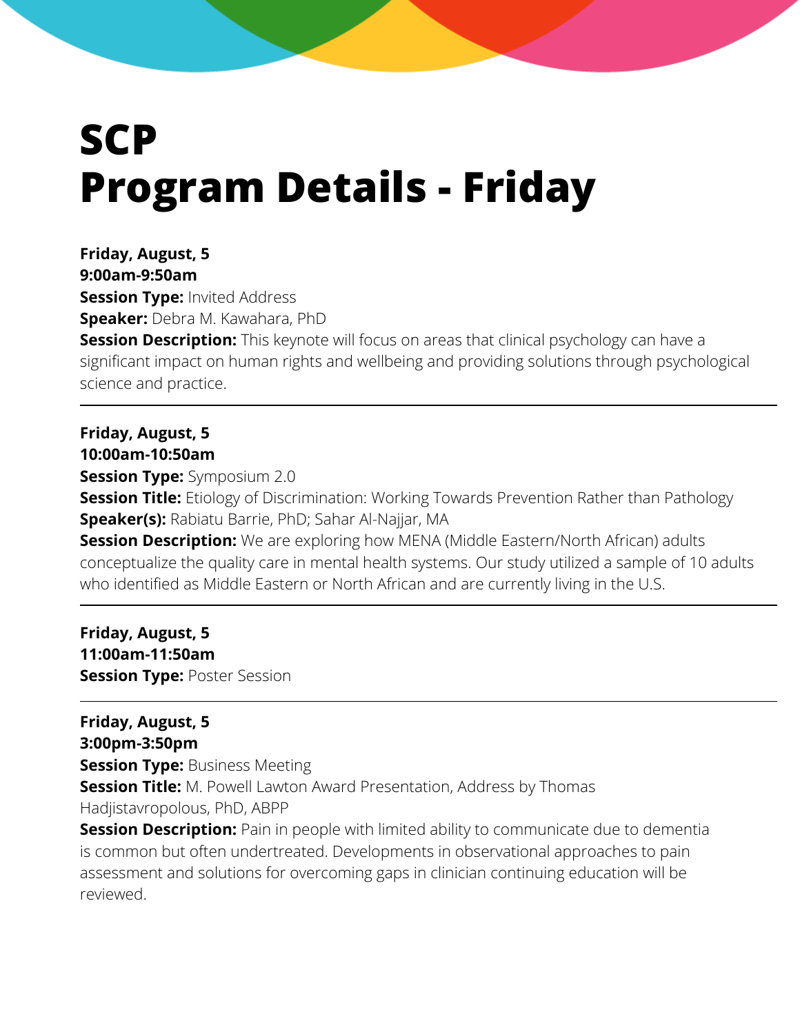# SCP Program Details - Friday

**Friday, August, 5**
**9:00am-9:50am**
**Session Type:** Invited Address
**Speaker:** Debra M. Kawahara, PhD
**Session Description:** This keynote will focus on areas that clinical psychology can have a significant impact on human rights and wellbeing and providing solutions through psychological science and practice.

---

**Friday, August, 5**
**10:00am-10:50am**
**Session Type:** Symposium 2.0
**Session Title:** Etiology of Discrimination: Working Towards Prevention Rather than Pathology
**Speaker(s):** Rabiatu Barrie, PhD; Sahar Al-Najjar, MA
**Session Description:** We are exploring how MENA (Middle Eastern/North African) adults conceptualize the quality care in mental health systems. Our study utilized a sample of 10 adults who identified as Middle Eastern or North African and are currently living in the U.S.

---

**Friday, August, 5**
**11:00am-11:50am**
**Session Type:** Poster Session

---

**Friday, August, 5**
**3:00pm-3:50pm**
**Session Type:** Business Meeting
**Session Title:** M. Powell Lawton Award Presentation, Address by Thomas Hadjistavropolous, PhD, ABPP
**Session Description:** Pain in people with limited ability to communicate due to dementia is common but often undertreated. Developments in observational approaches to pain assessment and solutions for overcoming gaps in clinician continuing education will be reviewed.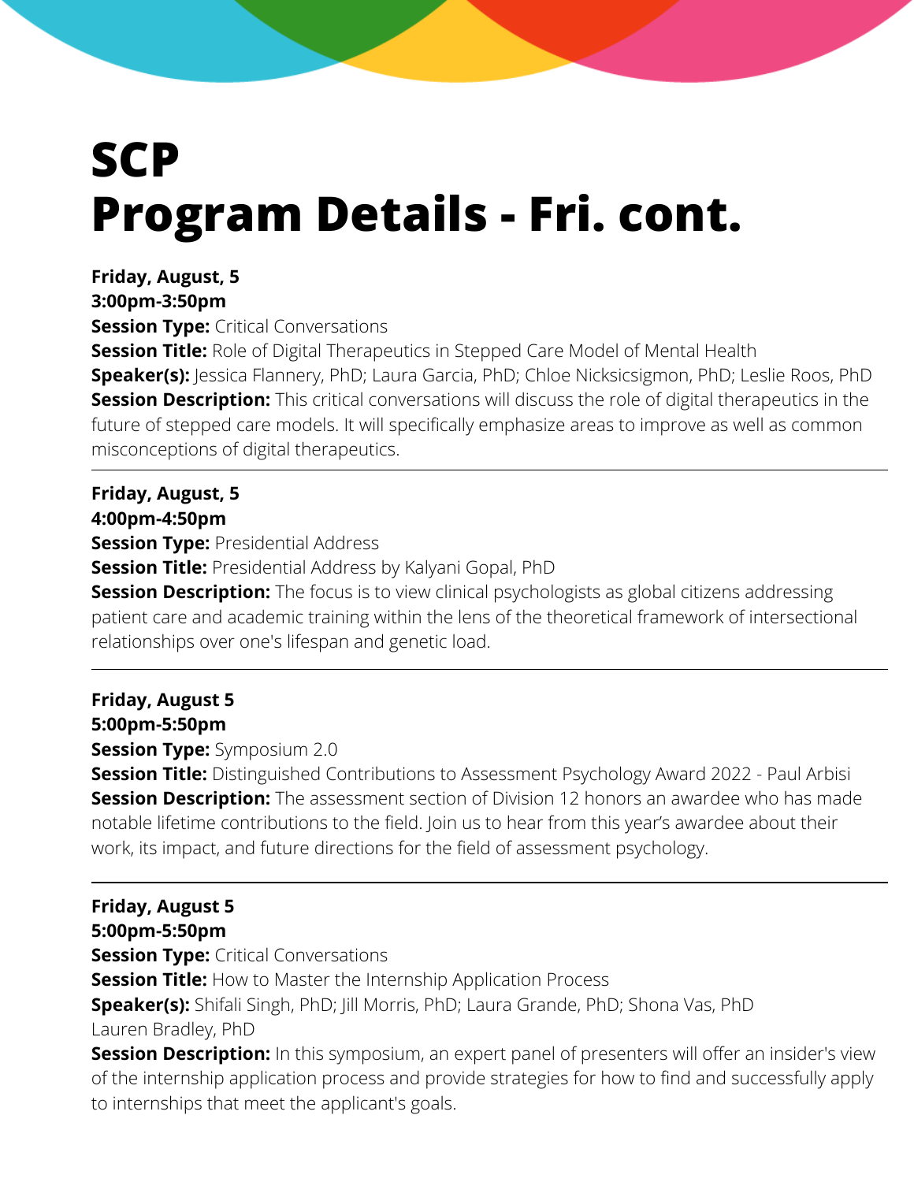# SCP
# Program Details - Fri. cont.

**Friday, August, 5**
**3:00pm-3:50pm**
**Session Type:** Critical Conversations
**Session Title:** Role of Digital Therapeutics in Stepped Care Model of Mental Health
**Speaker(s):** Jessica Flannery, PhD; Laura Garcia, PhD; Chloe Nicksicsigmon, PhD; Leslie Roos, PhD
**Session Description:** This critical conversations will discuss the role of digital therapeutics in the future of stepped care models. It will specifically emphasize areas to improve as well as common misconceptions of digital therapeutics.

---

**Friday, August, 5**
**4:00pm-4:50pm**
**Session Type:** Presidential Address
**Session Title:** Presidential Address by Kalyani Gopal, PhD
**Session Description:** The focus is to view clinical psychologists as global citizens addressing patient care and academic training within the lens of the theoretical framework of intersectional relationships over one's lifespan and genetic load.

---

**Friday, August 5**
**5:00pm-5:50pm**
**Session Type:** Symposium 2.0
**Session Title:** Distinguished Contributions to Assessment Psychology Award 2022 - Paul Arbisi
**Session Description:** The assessment section of Division 12 honors an awardee who has made notable lifetime contributions to the field. Join us to hear from this year's awardee about their work, its impact, and future directions for the field of assessment psychology.

---

**Friday, August 5**
**5:00pm-5:50pm**
**Session Type:** Critical Conversations
**Session Title:** How to Master the Internship Application Process
**Speaker(s):** Shifali Singh, PhD; Jill Morris, PhD; Laura Grande, PhD; Shona Vas, PhD
Lauren Bradley, PhD
**Session Description:** In this symposium, an expert panel of presenters will offer an insider's view of the internship application process and provide strategies for how to find and successfully apply to internships that meet the applicant's goals.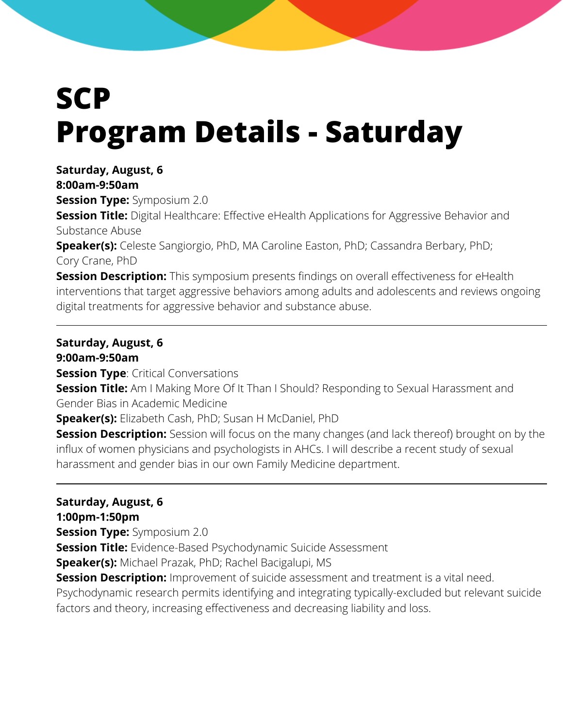# SCP
# Program Details - Saturday

**Saturday, August, 6**
**8:00am-9:50am**
**Session Type:** Symposium 2.0
**Session Title:** Digital Healthcare: Effective eHealth Applications for Aggressive Behavior and Substance Abuse
**Speaker(s):** Celeste Sangiorgio, PhD, MA Caroline Easton, PhD; Cassandra Berbary, PhD; Cory Crane, PhD
**Session Description:** This symposium presents findings on overall effectiveness for eHealth interventions that target aggressive behaviors among adults and adolescents and reviews ongoing digital treatments for aggressive behavior and substance abuse.

---

**Saturday, August, 6**
**9:00am-9:50am**
**Session Type**: Critical Conversations
**Session Title:** Am I Making More Of It Than I Should? Responding to Sexual Harassment and Gender Bias in Academic Medicine
**Speaker(s):** Elizabeth Cash, PhD; Susan H McDaniel, PhD
**Session Description:** Session will focus on the many changes (and lack thereof) brought on by the influx of women physicians and psychologists in AHCs. I will describe a recent study of sexual harassment and gender bias in our own Family Medicine department.

---

**Saturday, August, 6**
**1:00pm-1:50pm**
**Session Type:** Symposium 2.0
**Session Title:** Evidence-Based Psychodynamic Suicide Assessment
**Speaker(s):** Michael Prazak, PhD; Rachel Bacigalupi, MS
**Session Description:** Improvement of suicide assessment and treatment is a vital need. Psychodynamic research permits identifying and integrating typically-excluded but relevant suicide factors and theory, increasing effectiveness and decreasing liability and loss.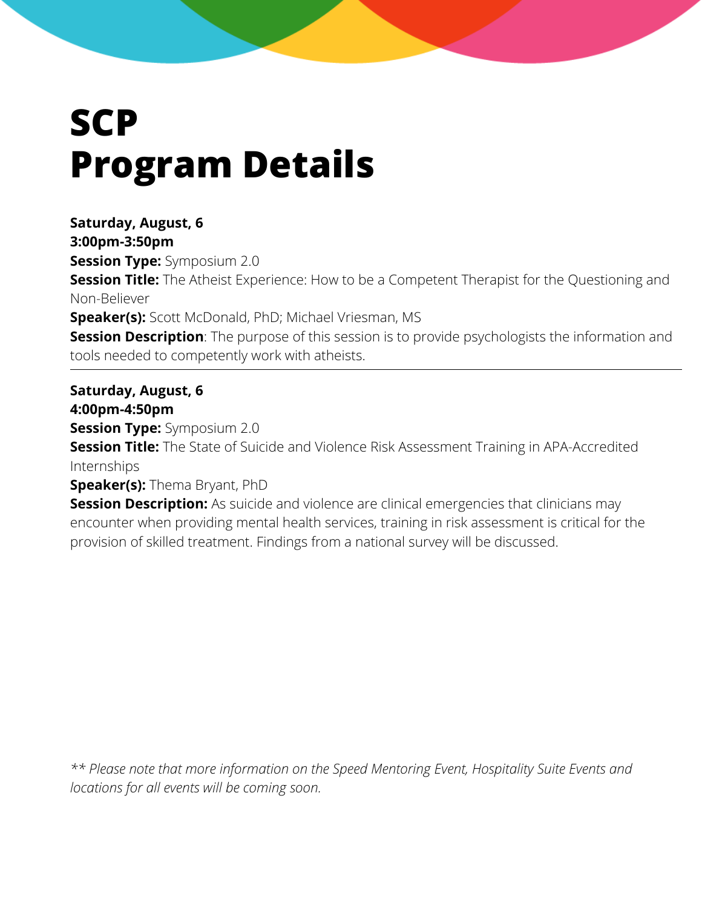# SCP
# Program Details

**Saturday, August, 6**
**3:00pm-3:50pm**
**Session Type:** Symposium 2.0
**Session Title:** The Atheist Experience: How to be a Competent Therapist for the Questioning and Non-Believer
**Speaker(s):** Scott McDonald, PhD; Michael Vriesman, MS
**Session Description**: The purpose of this session is to provide psychologists the information and tools needed to competently work with atheists.

---

**Saturday, August, 6**
**4:00pm-4:50pm**
**Session Type:** Symposium 2.0
**Session Title:** The State of Suicide and Violence Risk Assessment Training in APA-Accredited Internships
**Speaker(s):** Thema Bryant, PhD
**Session Description:** As suicide and violence are clinical emergencies that clinicians may encounter when providing mental health services, training in risk assessment is critical for the provision of skilled treatment. Findings from a national survey will be discussed.

*** Please note that more information on the Speed Mentoring Event, Hospitality Suite Events and locations for all events will be coming soon.*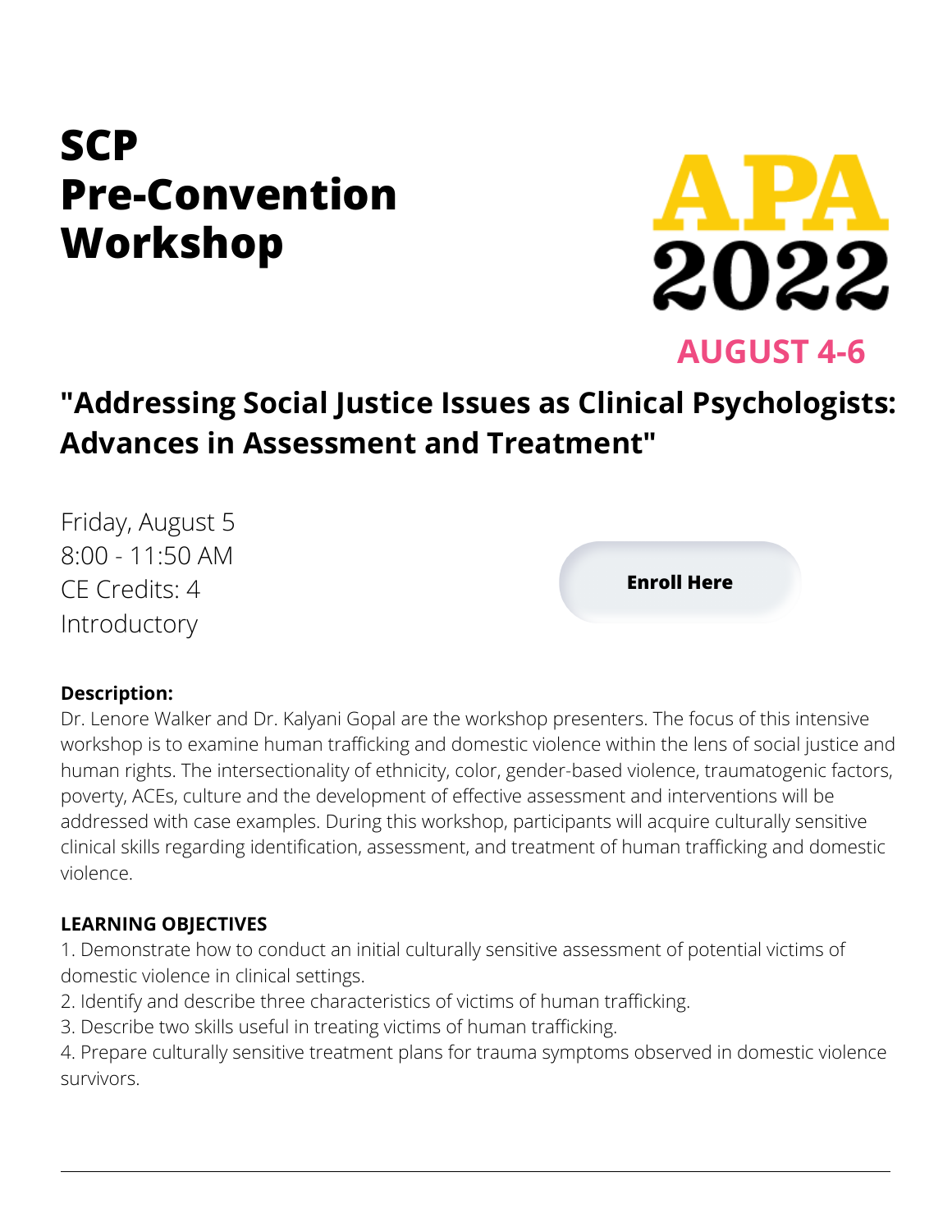# SCP Pre-Convention Workshop

APA 2022

AUGUST 4-6

## "Addressing Social Justice Issues as Clinical Psychologists: Advances in Assessment and Treatment"

Friday, August 5
8:00 - 11:50 AM
CE Credits: 4
Introductory

**Enroll Here**

**Description:**
Dr. Lenore Walker and Dr. Kalyani Gopal are the workshop presenters. The focus of this intensive workshop is to examine human trafficking and domestic violence within the lens of social justice and human rights. The intersectionality of ethnicity, color, gender-based violence, traumatogenic factors, poverty, ACEs, culture and the development of effective assessment and interventions will be addressed with case examples. During this workshop, participants will acquire culturally sensitive clinical skills regarding identification, assessment, and treatment of human trafficking and domestic violence.

**LEARNING OBJECTIVES**

1. Demonstrate how to conduct an initial culturally sensitive assessment of potential victims of domestic violence in clinical settings.
2. Identify and describe three characteristics of victims of human trafficking.
3. Describe two skills useful in treating victims of human trafficking.
4. Prepare culturally sensitive treatment plans for trauma symptoms observed in domestic violence survivors.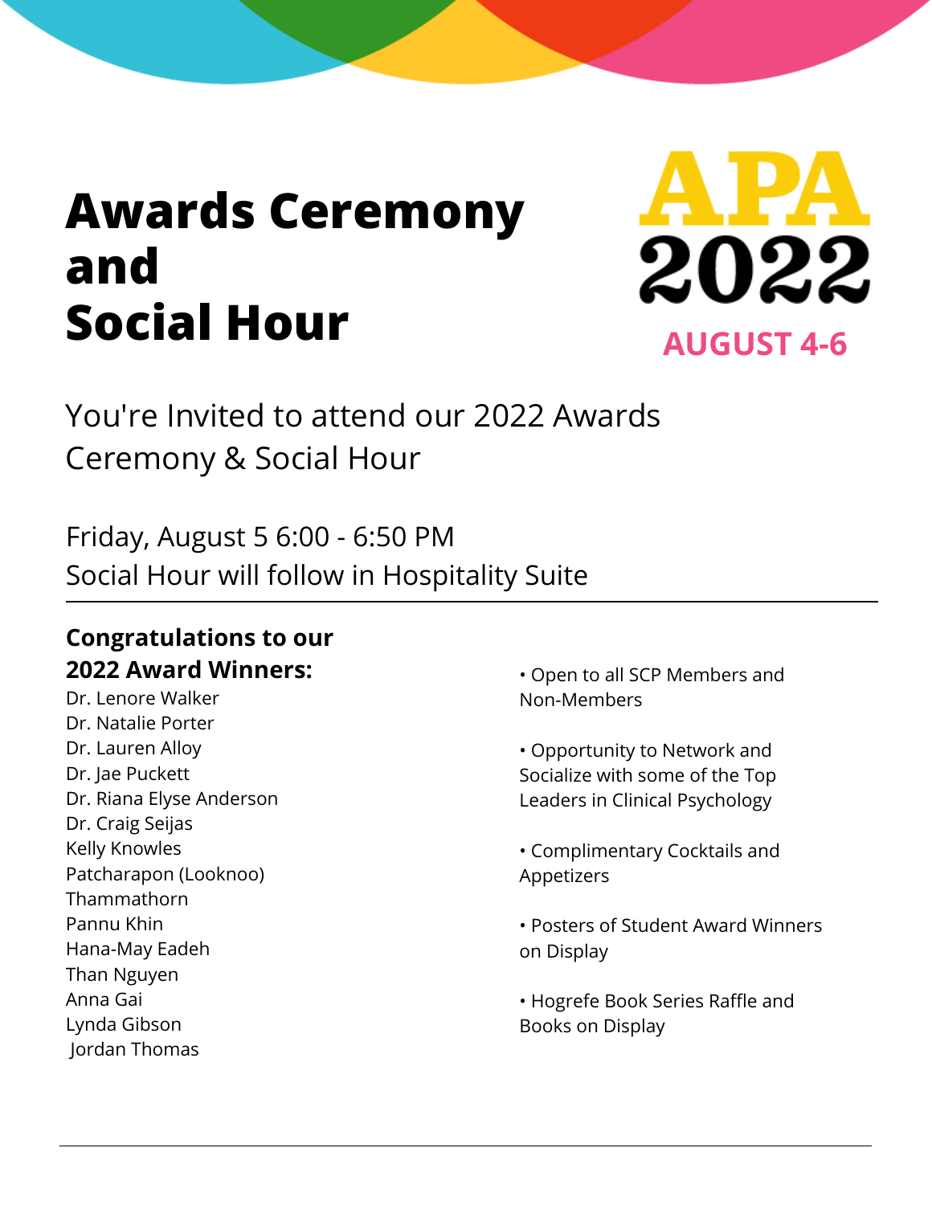# Awards Ceremony and Social Hour

APA 2022

AUGUST 4-6

You're Invited to attend our 2022 Awards Ceremony & Social Hour

Friday, August 5 6:00 - 6:50 PM
Social Hour will follow in Hospitality Suite

---

**Congratulations to our 2022 Award Winners:**

Dr. Lenore Walker
Dr. Natalie Porter
Dr. Lauren Alloy
Dr. Jae Puckett
Dr. Riana Elyse Anderson
Dr. Craig Seijas
Kelly Knowles
Patcharapon (Looknoo) Thammathorn
Pannu Khin
Hana-May Eadeh
Than Nguyen
Anna Gai
Lynda Gibson
Jordan Thomas

- Open to all SCP Members and Non-Members
- Opportunity to Network and Socialize with some of the Top Leaders in Clinical Psychology
- Complimentary Cocktails and Appetizers
- Posters of Student Award Winners on Display
- Hogrefe Book Series Raffle and Books on Display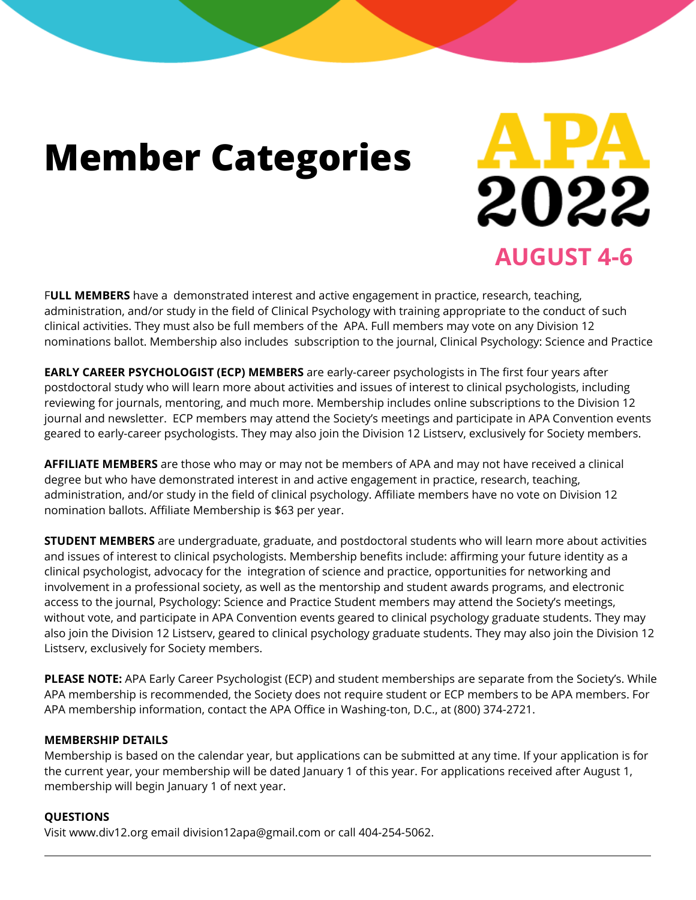# Member Categories

APA
2022
AUGUST 4-6

F**ULL MEMBERS** have a demonstrated interest and active engagement in practice, research, teaching, administration, and/or study in the field of Clinical Psychology with training appropriate to the conduct of such clinical activities. They must also be full members of the APA. Full members may vote on any Division 12 nominations ballot. Membership also includes subscription to the journal, Clinical Psychology: Science and Practice

**EARLY CAREER PSYCHOLOGIST (ECP) MEMBERS** are early-career psychologists in The first four years after postdoctoral study who will learn more about activities and issues of interest to clinical psychologists, including reviewing for journals, mentoring, and much more. Membership includes online subscriptions to the Division 12 journal and newsletter. ECP members may attend the Society's meetings and participate in APA Convention events geared to early-career psychologists. They may also join the Division 12 Listserv, exclusively for Society members.

**AFFILIATE MEMBERS** are those who may or may not be members of APA and may not have received a clinical degree but who have demonstrated interest in and active engagement in practice, research, teaching, administration, and/or study in the field of clinical psychology. Affiliate members have no vote on Division 12 nomination ballots. Affiliate Membership is $63 per year.

**STUDENT MEMBERS** are undergraduate, graduate, and postdoctoral students who will learn more about activities and issues of interest to clinical psychologists. Membership benefits include: affirming your future identity as a clinical psychologist, advocacy for the integration of science and practice, opportunities for networking and involvement in a professional society, as well as the mentorship and student awards programs, and electronic access to the journal, Psychology: Science and Practice Student members may attend the Society's meetings, without vote, and participate in APA Convention events geared to clinical psychology graduate students. They may also join the Division 12 Listserv, geared to clinical psychology graduate students. They may also join the Division 12 Listserv, exclusively for Society members.

**PLEASE NOTE:** APA Early Career Psychologist (ECP) and student memberships are separate from the Society's. While APA membership is recommended, the Society does not require student or ECP members to be APA members. For APA membership information, contact the APA Office in Washing-ton, D.C., at (800) 374-2721.

**MEMBERSHIP DETAILS**
Membership is based on the calendar year, but applications can be submitted at any time. If your application is for the current year, your membership will be dated January 1 of this year. For applications received after August 1, membership will begin January 1 of next year.

**QUESTIONS**
Visit www.div12.org email division12apa@gmail.com or call 404-254-5062.